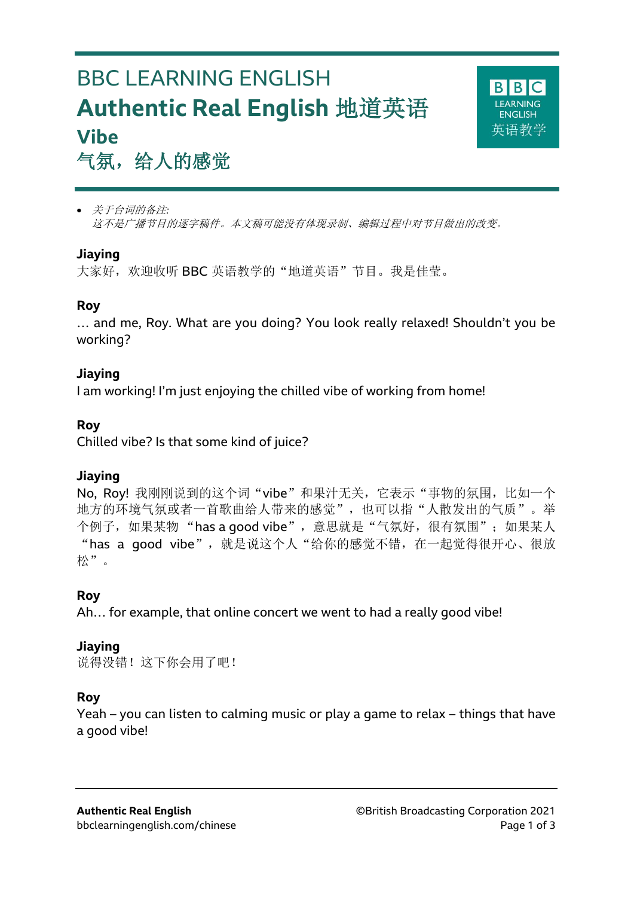# BBC LEARNING ENGLISH

# Authentic Real English 地道英语

## Vibe

## 气氛，给人的感觉

- *关于台词的备注:*
  *这不是广播节目的逐字稿件。本文稿可能没有体现录制、编辑过程中对节目做出的改变。*

**Jiaying**

大家好，欢迎收听 BBC 英语教学的“地道英语”节目。我是佳莹。

**Roy**

… and me, Roy. What are you doing? You look really relaxed! Shouldn’t you be working?

**Jiaying**

I am working! I’m just enjoying the chilled vibe of working from home!

**Roy**

Chilled vibe? Is that some kind of juice?

**Jiaying**

No, Roy! 我刚刚说到的这个词“vibe”和果汁无关，它表示“事物的氛围，比如一个地方的环境气氛或者一首歌曲给人带来的感觉”，也可以指“人散发出的气质”。举个例子，如果某物 “has a good vibe”，意思就是“气氛好，很有氛围”；如果某人 “has a good vibe”，就是说这个人“给你的感觉不错，在一起觉得很开心、很放松”。

**Roy**

Ah… for example, that online concert we went to had a really good vibe!

**Jiaying**

说得没错！这下你会用了吧！

**Roy**

Yeah – you can listen to calming music or play a game to relax – things that have a good vibe!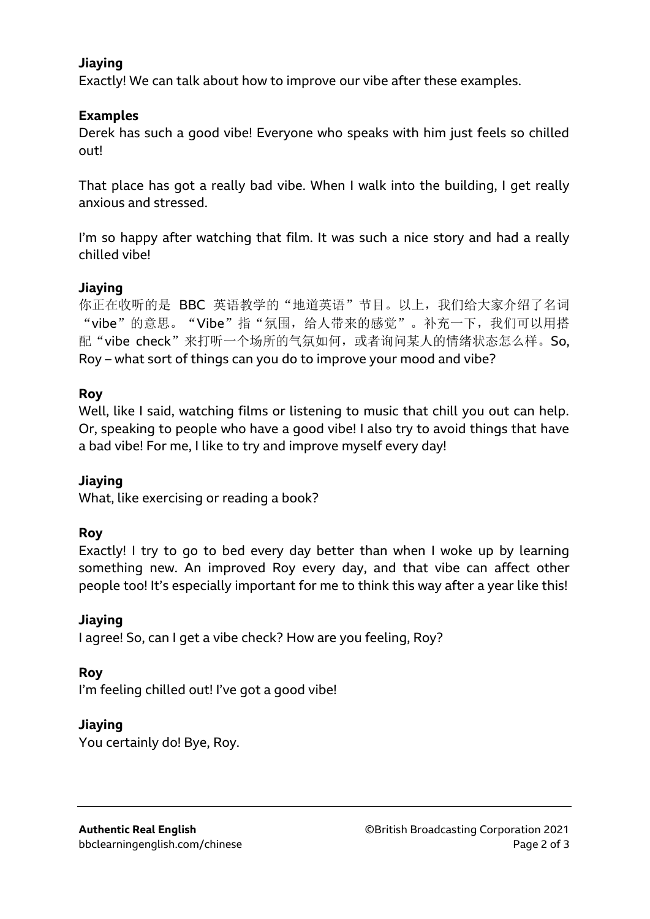**Jiaying**
Exactly! We can talk about how to improve our vibe after these examples.

**Examples**
Derek has such a good vibe! Everyone who speaks with him just feels so chilled out!

That place has got a really bad vibe. When I walk into the building, I get really anxious and stressed.

I'm so happy after watching that film. It was such a nice story and had a really chilled vibe!

**Jiaying**
你正在收听的是 BBC 英语教学的"地道英语"节目。以上，我们给大家介绍了名词"vibe"的意思。"Vibe"指"氛围，给人带来的感觉"。补充一下，我们可以用搭配"vibe check"来打听一个场所的气氛如何，或者询问某人的情绪状态怎么样。So, Roy – what sort of things can you do to improve your mood and vibe?

**Roy**
Well, like I said, watching films or listening to music that chill you out can help. Or, speaking to people who have a good vibe! I also try to avoid things that have a bad vibe! For me, I like to try and improve myself every day!

**Jiaying**
What, like exercising or reading a book?

**Roy**
Exactly! I try to go to bed every day better than when I woke up by learning something new. An improved Roy every day, and that vibe can affect other people too! It's especially important for me to think this way after a year like this!

**Jiaying**
I agree! So, can I get a vibe check? How are you feeling, Roy?

**Roy**
I'm feeling chilled out! I've got a good vibe!

**Jiaying**
You certainly do! Bye, Roy.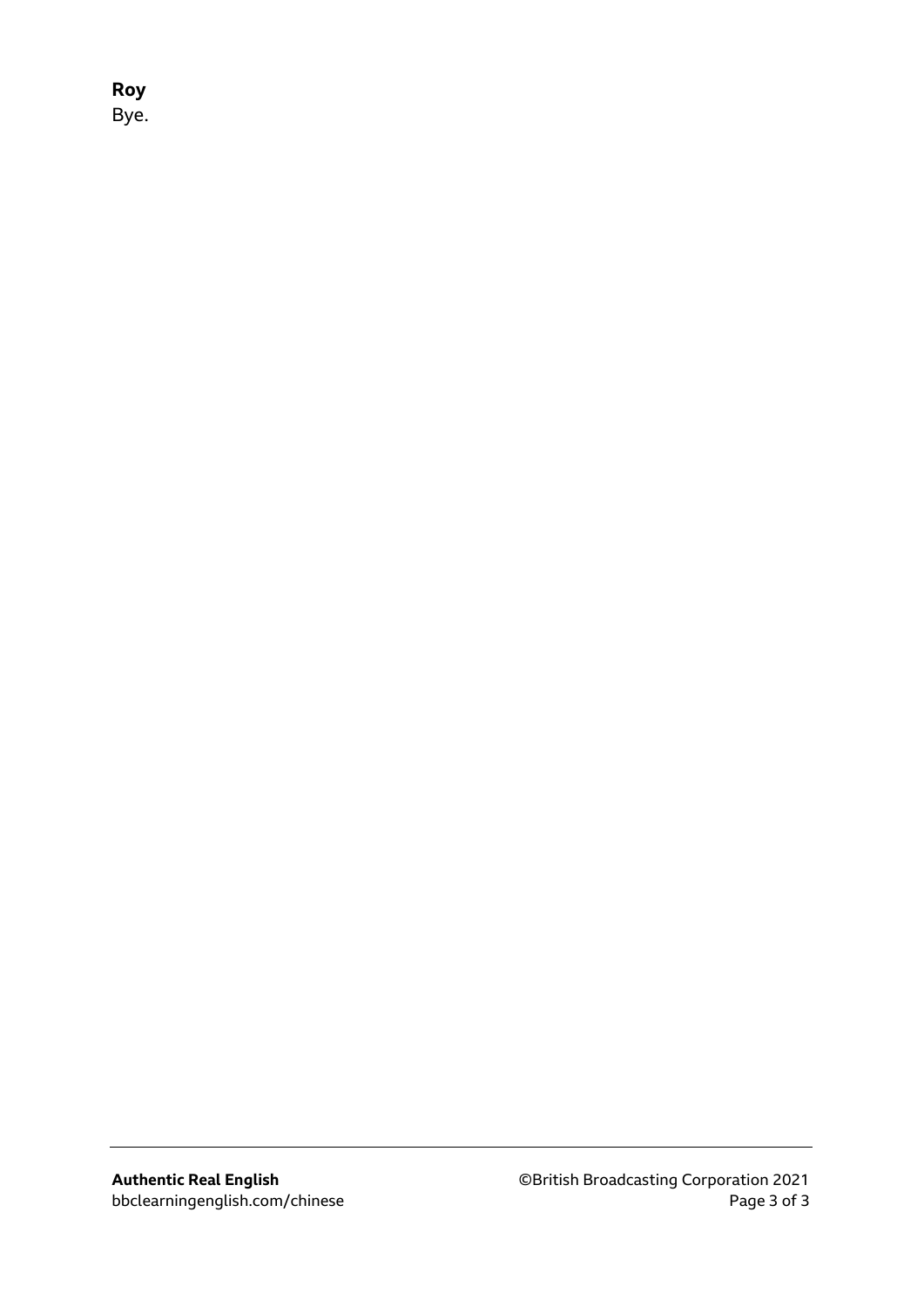**Roy**
Bye.